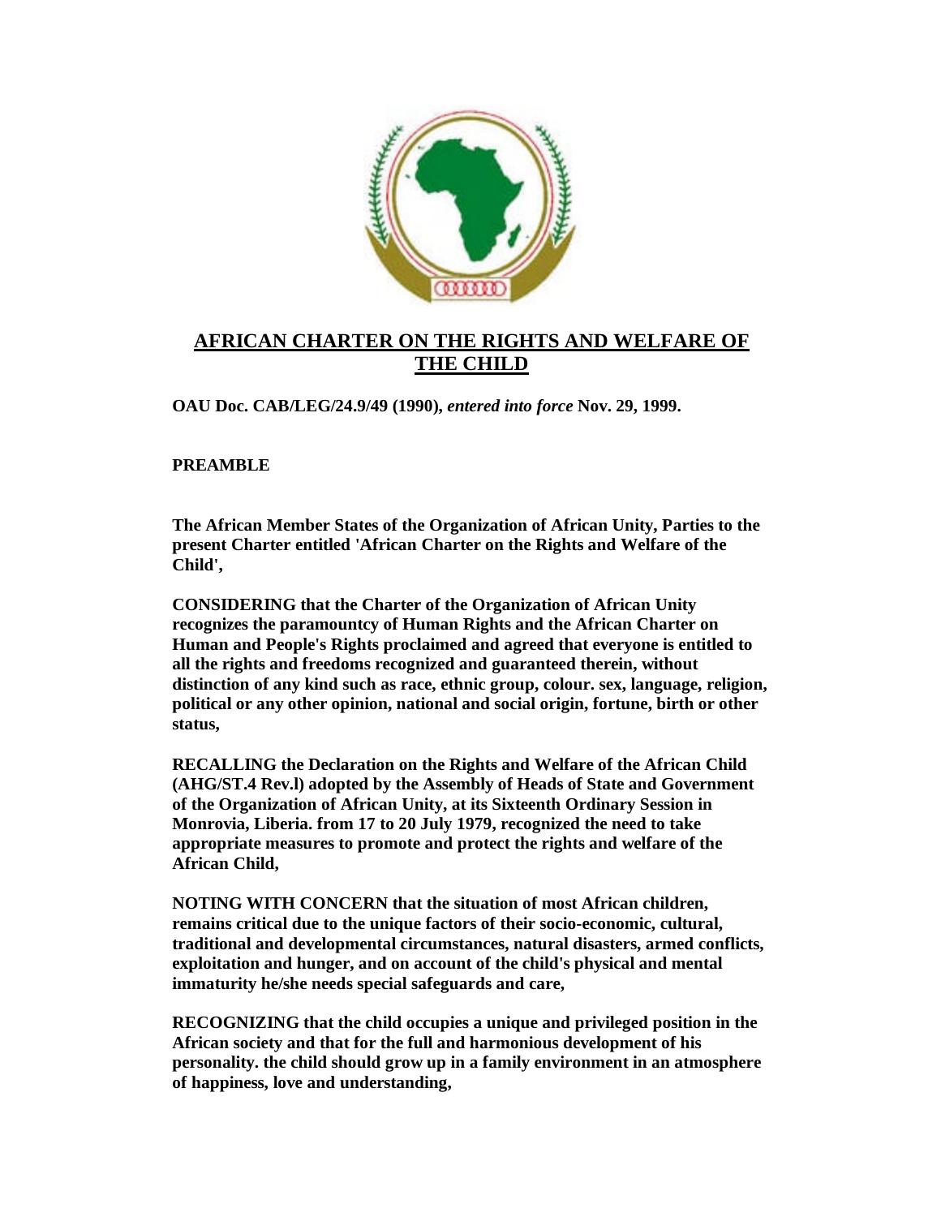# AFRICAN CHARTER ON THE RIGHTS AND WELFARE OF THE CHILD

**OAU Doc. CAB/LEG/24.9/49 (1990),** ***entered into force*** **Nov. 29, 1999.**

**PREAMBLE**

**The African Member States of the Organization of African Unity, Parties to the present Charter entitled 'African Charter on the Rights and Welfare of the Child',**

**CONSIDERING that the Charter of the Organization of African Unity recognizes the paramountcy of Human Rights and the African Charter on Human and People's Rights proclaimed and agreed that everyone is entitled to all the rights and freedoms recognized and guaranteed therein, without distinction of any kind such as race, ethnic group, colour. sex, language, religion, political or any other opinion, national and social origin, fortune, birth or other status,**

**RECALLING the Declaration on the Rights and Welfare of the African Child (AHG/ST.4 Rev.l) adopted by the Assembly of Heads of State and Government of the Organization of African Unity, at its Sixteenth Ordinary Session in Monrovia, Liberia. from 17 to 20 July 1979, recognized the need to take appropriate measures to promote and protect the rights and welfare of the African Child,**

**NOTING WITH CONCERN that the situation of most African children, remains critical due to the unique factors of their socio-economic, cultural, traditional and developmental circumstances, natural disasters, armed conflicts, exploitation and hunger, and on account of the child's physical and mental immaturity he/she needs special safeguards and care,**

**RECOGNIZING that the child occupies a unique and privileged position in the African society and that for the full and harmonious development of his personality. the child should grow up in a family environment in an atmosphere of happiness, love and understanding,**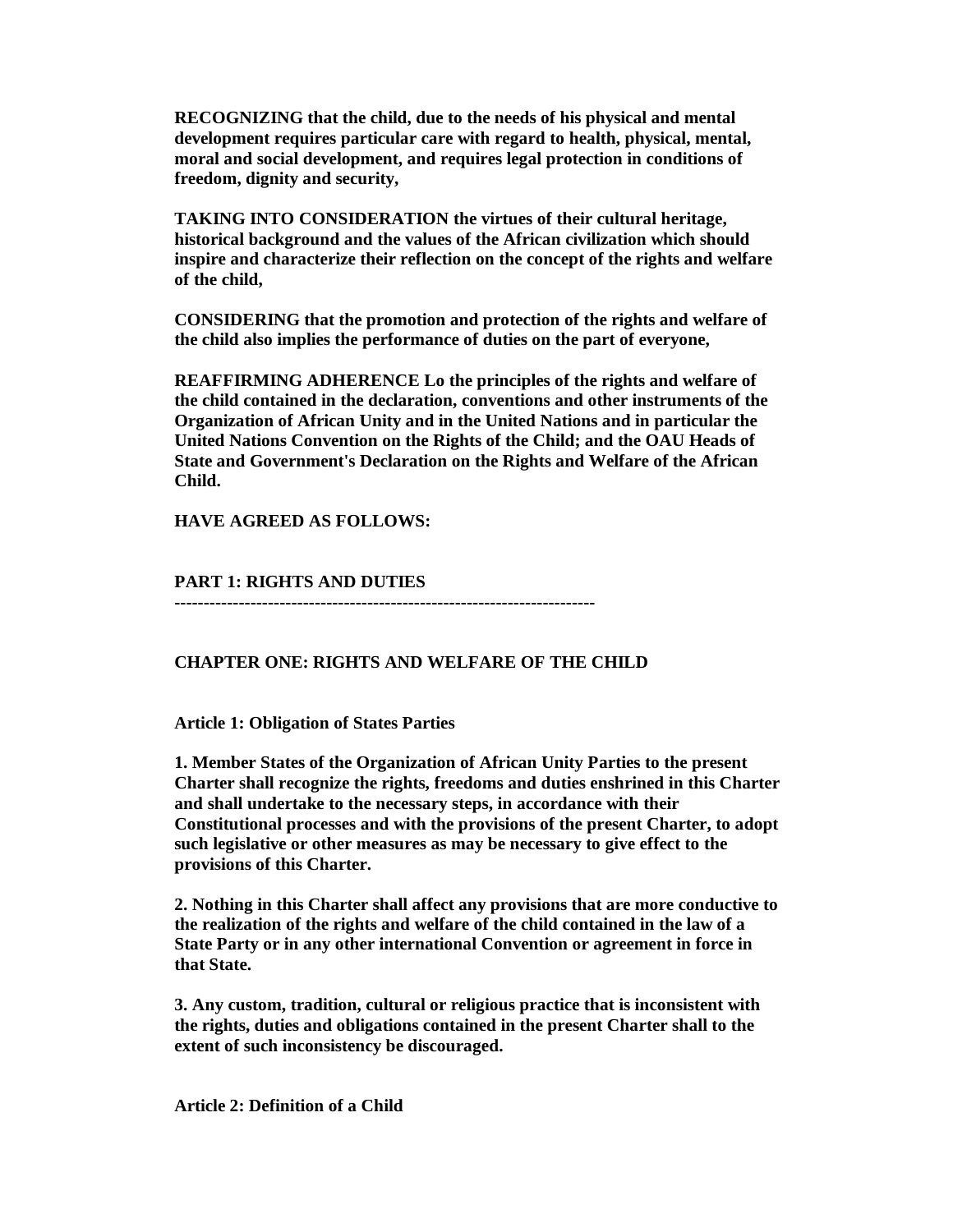**RECOGNIZING that the child, due to the needs of his physical and mental development requires particular care with regard to health, physical, mental, moral and social development, and requires legal protection in conditions of freedom, dignity and security,**

**TAKING INTO CONSIDERATION the virtues of their cultural heritage, historical background and the values of the African civilization which should inspire and characterize their reflection on the concept of the rights and welfare of the child,**

**CONSIDERING that the promotion and protection of the rights and welfare of the child also implies the performance of duties on the part of everyone,**

**REAFFIRMING ADHERENCE Lo the principles of the rights and welfare of the child contained in the declaration, conventions and other instruments of the Organization of African Unity and in the United Nations and in particular the United Nations Convention on the Rights of the Child; and the OAU Heads of State and Government's Declaration on the Rights and Welfare of the African Child.**

**HAVE AGREED AS FOLLOWS:**

## PART 1: RIGHTS AND DUTIES

---

## CHAPTER ONE: RIGHTS AND WELFARE OF THE CHILD

### Article 1: Obligation of States Parties

**1. Member States of the Organization of African Unity Parties to the present Charter shall recognize the rights, freedoms and duties enshrined in this Charter and shall undertake to the necessary steps, in accordance with their Constitutional processes and with the provisions of the present Charter, to adopt such legislative or other measures as may be necessary to give effect to the provisions of this Charter.**

**2. Nothing in this Charter shall affect any provisions that are more conductive to the realization of the rights and welfare of the child contained in the law of a State Party or in any other international Convention or agreement in force in that State.**

**3. Any custom, tradition, cultural or religious practice that is inconsistent with the rights, duties and obligations contained in the present Charter shall to the extent of such inconsistency be discouraged.**

### Article 2: Definition of a Child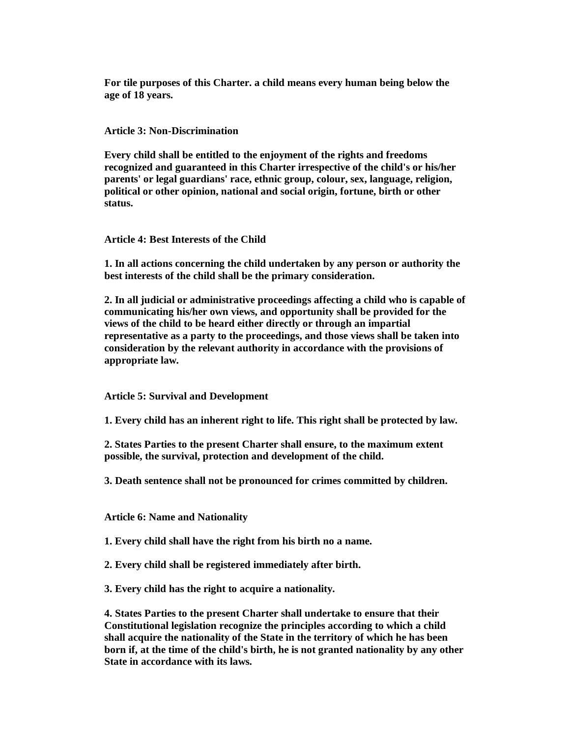**For tile purposes of this Charter. a child means every human being below the age of 18 years.**

**Article 3: Non-Discrimination**

**Every child shall be entitled to the enjoyment of the rights and freedoms recognized and guaranteed in this Charter irrespective of the child's or his/her parents' or legal guardians' race, ethnic group, colour, sex, language, religion, political or other opinion, national and social origin, fortune, birth or other status.**

**Article 4: Best Interests of the Child**

**1. In all actions concerning the child undertaken by any person or authority the best interests of the child shall be the primary consideration.**

**2. In all judicial or administrative proceedings affecting a child who is capable of communicating his/her own views, and opportunity shall be provided for the views of the child to be heard either directly or through an impartial representative as a party to the proceedings, and those views shall be taken into consideration by the relevant authority in accordance with the provisions of appropriate law.**

**Article 5: Survival and Development**

**1. Every child has an inherent right to life. This right shall be protected by law.**

**2. States Parties to the present Charter shall ensure, to the maximum extent possible, the survival, protection and development of the child.**

**3. Death sentence shall not be pronounced for crimes committed by children.**

**Article 6: Name and Nationality**

**1. Every child shall have the right from his birth no a name.**

**2. Every child shall be registered immediately after birth.**

**3. Every child has the right to acquire a nationality.**

**4. States Parties to the present Charter shall undertake to ensure that their Constitutional legislation recognize the principles according to which a child shall acquire the nationality of the State in the territory of which he has been born if, at the time of the child's birth, he is not granted nationality by any other State in accordance with its laws.**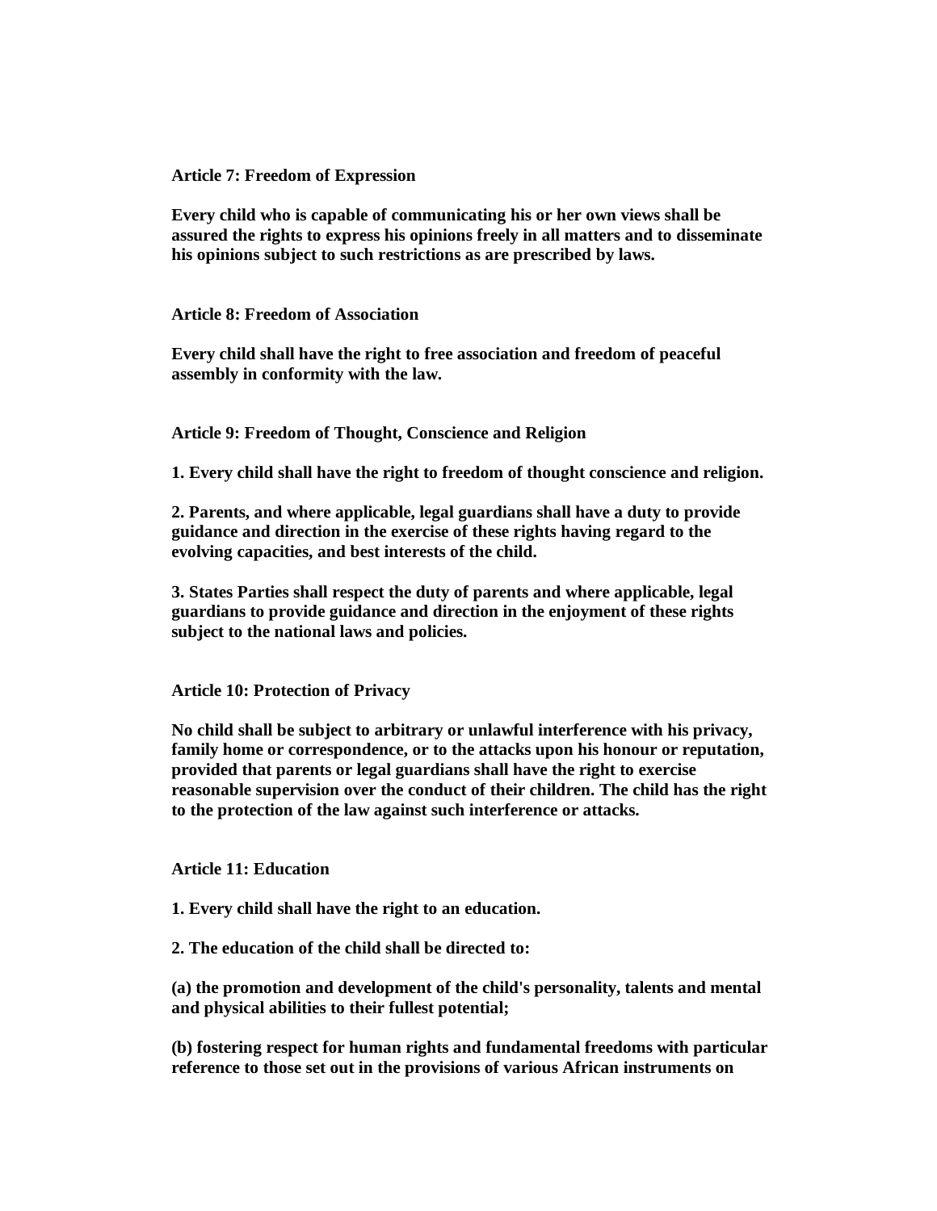**Article 7: Freedom of Expression**

**Every child who is capable of communicating his or her own views shall be assured the rights to express his opinions freely in all matters and to disseminate his opinions subject to such restrictions as are prescribed by laws.**

**Article 8: Freedom of Association**

**Every child shall have the right to free association and freedom of peaceful assembly in conformity with the law.**

**Article 9: Freedom of Thought, Conscience and Religion**

**1. Every child shall have the right to freedom of thought conscience and religion.**

**2. Parents, and where applicable, legal guardians shall have a duty to provide guidance and direction in the exercise of these rights having regard to the evolving capacities, and best interests of the child.**

**3. States Parties shall respect the duty of parents and where applicable, legal guardians to provide guidance and direction in the enjoyment of these rights subject to the national laws and policies.**

**Article 10: Protection of Privacy**

**No child shall be subject to arbitrary or unlawful interference with his privacy, family home or correspondence, or to the attacks upon his honour or reputation, provided that parents or legal guardians shall have the right to exercise reasonable supervision over the conduct of their children. The child has the right to the protection of the law against such interference or attacks.**

**Article 11: Education**

**1. Every child shall have the right to an education.**

**2. The education of the child shall be directed to:**

**(a) the promotion and development of the child's personality, talents and mental and physical abilities to their fullest potential;**

**(b) fostering respect for human rights and fundamental freedoms with particular reference to those set out in the provisions of various African instruments on**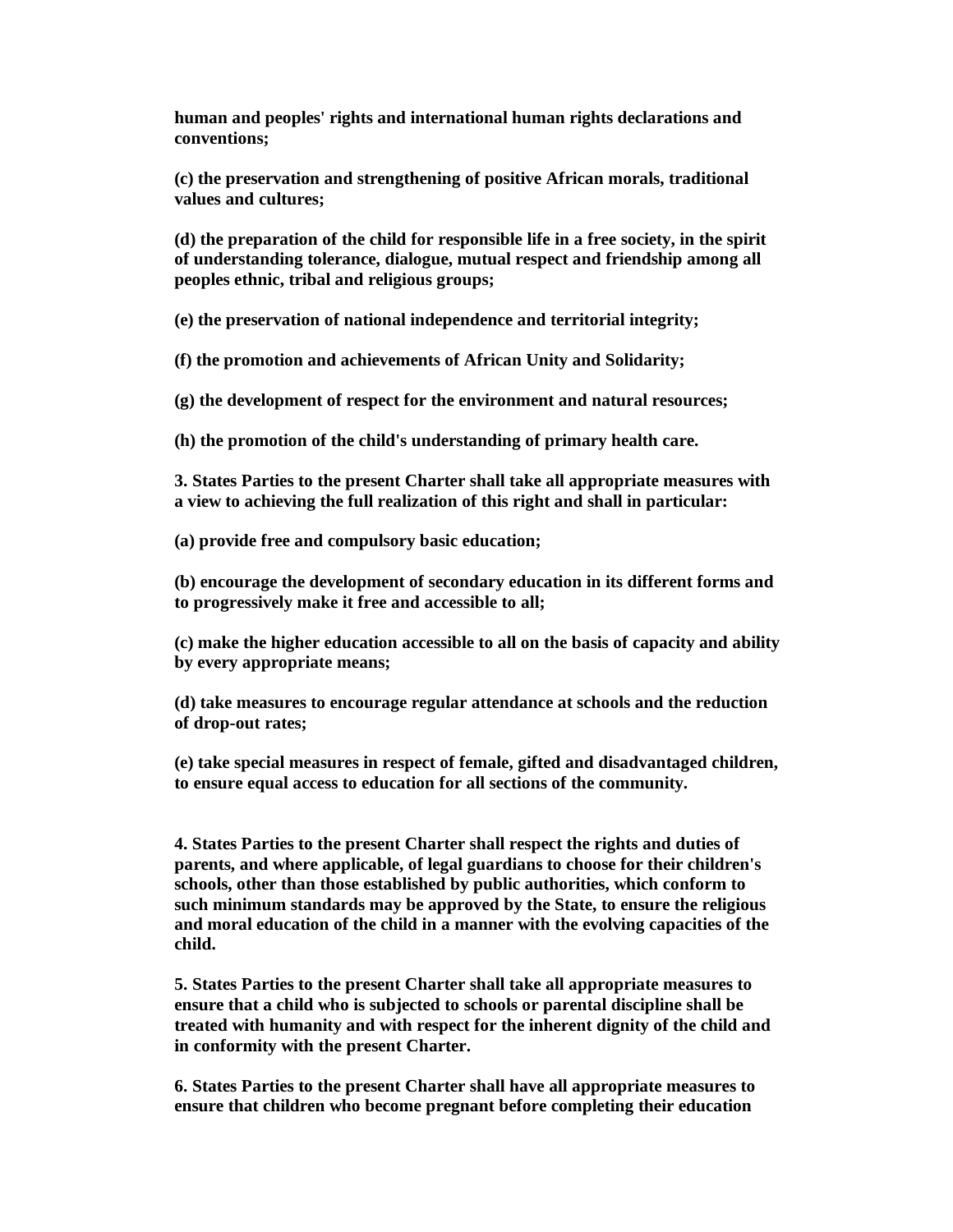**human and peoples' rights and international human rights declarations and conventions;**

**(c) the preservation and strengthening of positive African morals, traditional values and cultures;**

**(d) the preparation of the child for responsible life in a free society, in the spirit of understanding tolerance, dialogue, mutual respect and friendship among all peoples ethnic, tribal and religious groups;**

**(e) the preservation of national independence and territorial integrity;**

**(f) the promotion and achievements of African Unity and Solidarity;**

**(g) the development of respect for the environment and natural resources;**

**(h) the promotion of the child's understanding of primary health care.**

**3. States Parties to the present Charter shall take all appropriate measures with a view to achieving the full realization of this right and shall in particular:**

**(a) provide free and compulsory basic education;**

**(b) encourage the development of secondary education in its different forms and to progressively make it free and accessible to all;**

**(c) make the higher education accessible to all on the basis of capacity and ability by every appropriate means;**

**(d) take measures to encourage regular attendance at schools and the reduction of drop-out rates;**

**(e) take special measures in respect of female, gifted and disadvantaged children, to ensure equal access to education for all sections of the community.**

**4. States Parties to the present Charter shall respect the rights and duties of parents, and where applicable, of legal guardians to choose for their children's schools, other than those established by public authorities, which conform to such minimum standards may be approved by the State, to ensure the religious and moral education of the child in a manner with the evolving capacities of the child.**

**5. States Parties to the present Charter shall take all appropriate measures to ensure that a child who is subjected to schools or parental discipline shall be treated with humanity and with respect for the inherent dignity of the child and in conformity with the present Charter.**

**6. States Parties to the present Charter shall have all appropriate measures to ensure that children who become pregnant before completing their education**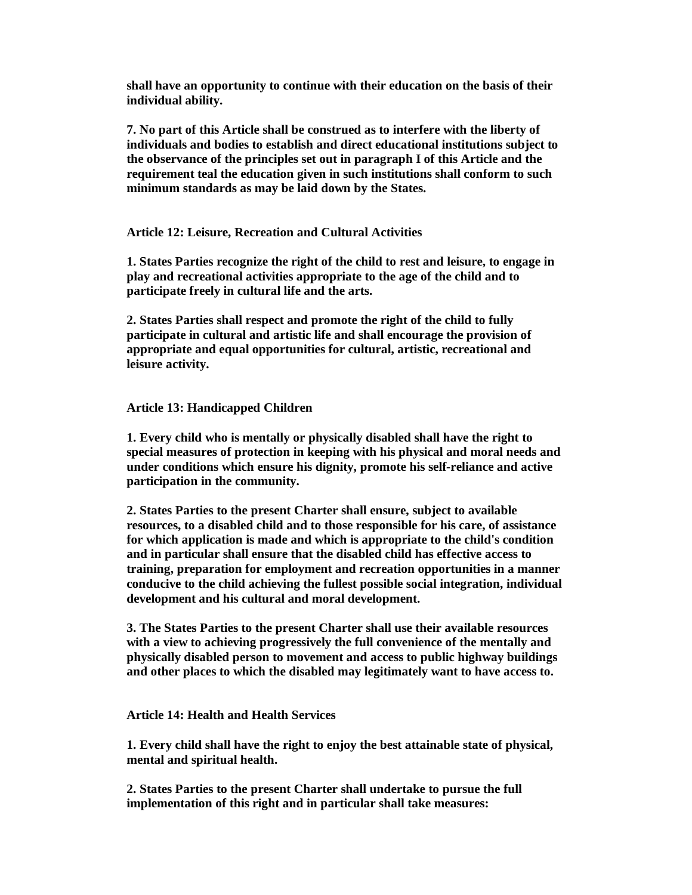**shall have an opportunity to continue with their education on the basis of their individual ability.**

**7. No part of this Article shall be construed as to interfere with the liberty of individuals and bodies to establish and direct educational institutions subject to the observance of the principles set out in paragraph I of this Article and the requirement teal the education given in such institutions shall conform to such minimum standards as may be laid down by the States.**

**Article 12: Leisure, Recreation and Cultural Activities**

**1. States Parties recognize the right of the child to rest and leisure, to engage in play and recreational activities appropriate to the age of the child and to participate freely in cultural life and the arts.**

**2. States Parties shall respect and promote the right of the child to fully participate in cultural and artistic life and shall encourage the provision of appropriate and equal opportunities for cultural, artistic, recreational and leisure activity.**

**Article 13: Handicapped Children**

**1. Every child who is mentally or physically disabled shall have the right to special measures of protection in keeping with his physical and moral needs and under conditions which ensure his dignity, promote his self-reliance and active participation in the community.**

**2. States Parties to the present Charter shall ensure, subject to available resources, to a disabled child and to those responsible for his care, of assistance for which application is made and which is appropriate to the child's condition and in particular shall ensure that the disabled child has effective access to training, preparation for employment and recreation opportunities in a manner conducive to the child achieving the fullest possible social integration, individual development and his cultural and moral development.**

**3. The States Parties to the present Charter shall use their available resources with a view to achieving progressively the full convenience of the mentally and physically disabled person to movement and access to public highway buildings and other places to which the disabled may legitimately want to have access to.**

**Article 14: Health and Health Services**

**1. Every child shall have the right to enjoy the best attainable state of physical, mental and spiritual health.**

**2. States Parties to the present Charter shall undertake to pursue the full implementation of this right and in particular shall take measures:**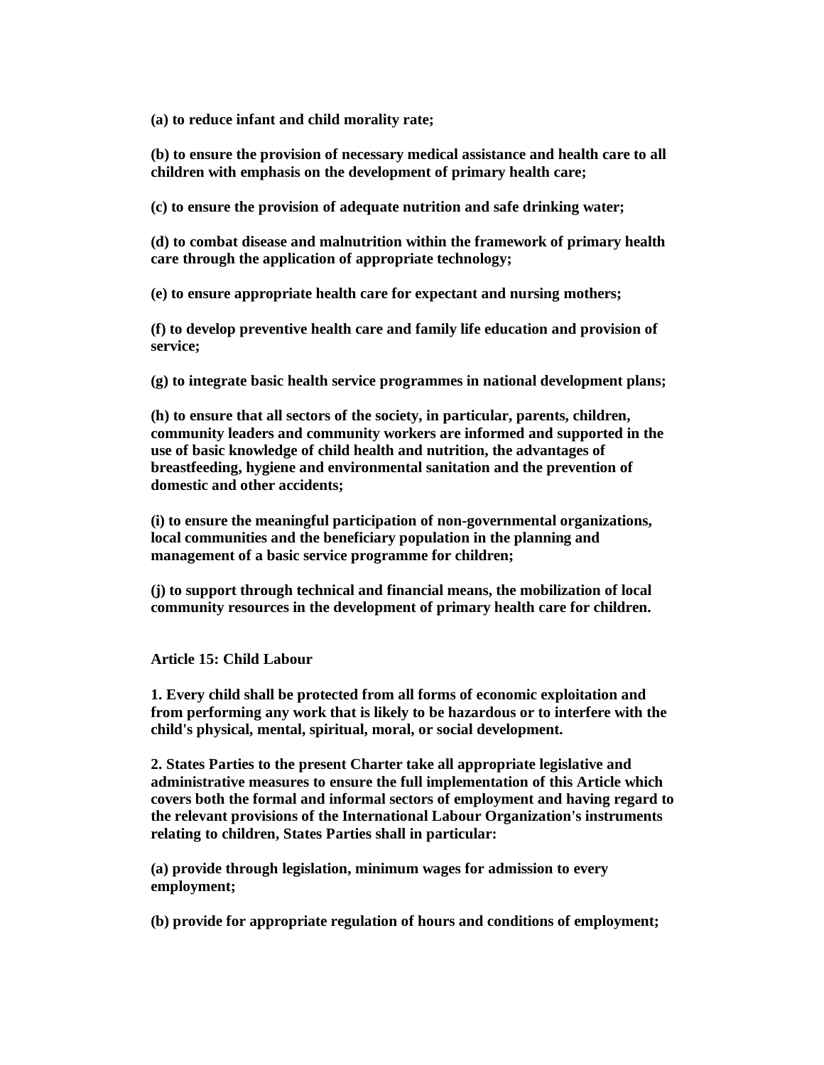**(a) to reduce infant and child morality rate;**

**(b) to ensure the provision of necessary medical assistance and health care to all children with emphasis on the development of primary health care;**

**(c) to ensure the provision of adequate nutrition and safe drinking water;**

**(d) to combat disease and malnutrition within the framework of primary health care through the application of appropriate technology;**

**(e) to ensure appropriate health care for expectant and nursing mothers;**

**(f) to develop preventive health care and family life education and provision of service;**

**(g) to integrate basic health service programmes in national development plans;**

**(h) to ensure that all sectors of the society, in particular, parents, children, community leaders and community workers are informed and supported in the use of basic knowledge of child health and nutrition, the advantages of breastfeeding, hygiene and environmental sanitation and the prevention of domestic and other accidents;**

**(i) to ensure the meaningful participation of non-governmental organizations, local communities and the beneficiary population in the planning and management of a basic service programme for children;**

**(j) to support through technical and financial means, the mobilization of local community resources in the development of primary health care for children.**

**Article 15: Child Labour**

**1. Every child shall be protected from all forms of economic exploitation and from performing any work that is likely to be hazardous or to interfere with the child's physical, mental, spiritual, moral, or social development.**

**2. States Parties to the present Charter take all appropriate legislative and administrative measures to ensure the full implementation of this Article which covers both the formal and informal sectors of employment and having regard to the relevant provisions of the International Labour Organization's instruments relating to children, States Parties shall in particular:**

**(a) provide through legislation, minimum wages for admission to every employment;**

**(b) provide for appropriate regulation of hours and conditions of employment;**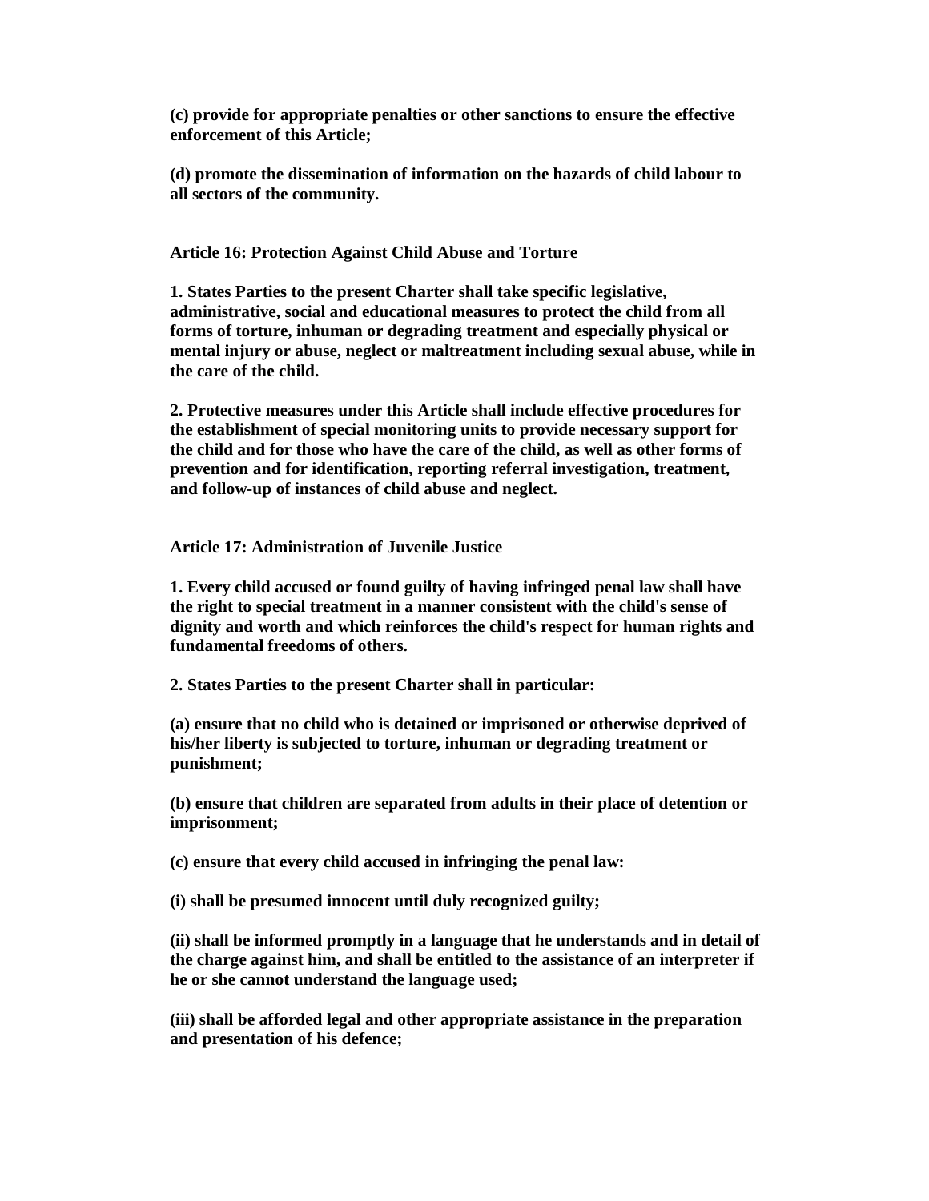**(c) provide for appropriate penalties or other sanctions to ensure the effective enforcement of this Article;**

**(d) promote the dissemination of information on the hazards of child labour to all sectors of the community.**

**Article 16: Protection Against Child Abuse and Torture**

**1. States Parties to the present Charter shall take specific legislative, administrative, social and educational measures to protect the child from all forms of torture, inhuman or degrading treatment and especially physical or mental injury or abuse, neglect or maltreatment including sexual abuse, while in the care of the child.**

**2. Protective measures under this Article shall include effective procedures for the establishment of special monitoring units to provide necessary support for the child and for those who have the care of the child, as well as other forms of prevention and for identification, reporting referral investigation, treatment, and follow-up of instances of child abuse and neglect.**

**Article 17: Administration of Juvenile Justice**

**1. Every child accused or found guilty of having infringed penal law shall have the right to special treatment in a manner consistent with the child's sense of dignity and worth and which reinforces the child's respect for human rights and fundamental freedoms of others.**

**2. States Parties to the present Charter shall in particular:**

**(a) ensure that no child who is detained or imprisoned or otherwise deprived of his/her liberty is subjected to torture, inhuman or degrading treatment or punishment;**

**(b) ensure that children are separated from adults in their place of detention or imprisonment;**

**(c) ensure that every child accused in infringing the penal law:**

**(i) shall be presumed innocent until duly recognized guilty;**

**(ii) shall be informed promptly in a language that he understands and in detail of the charge against him, and shall be entitled to the assistance of an interpreter if he or she cannot understand the language used;**

**(iii) shall be afforded legal and other appropriate assistance in the preparation and presentation of his defence;**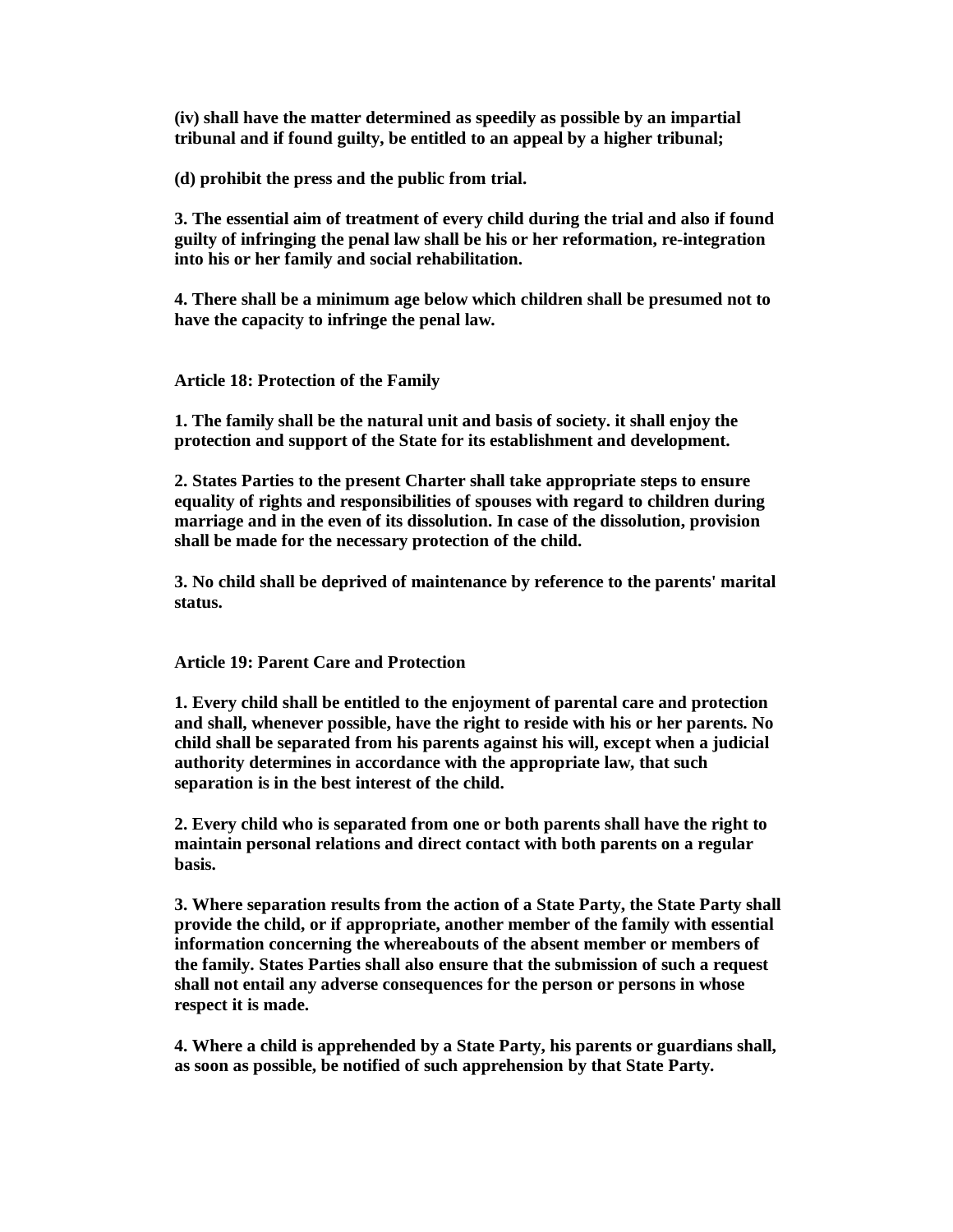(iv) shall have the matter determined as speedily as possible by an impartial tribunal and if found guilty, be entitled to an appeal by a higher tribunal;

(d) prohibit the press and the public from trial.

3. The essential aim of treatment of every child during the trial and also if found guilty of infringing the penal law shall be his or her reformation, re-integration into his or her family and social rehabilitation.

4. There shall be a minimum age below which children shall be presumed not to have the capacity to infringe the penal law.

## Article 18: Protection of the Family

1. The family shall be the natural unit and basis of society. it shall enjoy the protection and support of the State for its establishment and development.

2. States Parties to the present Charter shall take appropriate steps to ensure equality of rights and responsibilities of spouses with regard to children during marriage and in the even of its dissolution. In case of the dissolution, provision shall be made for the necessary protection of the child.

3. No child shall be deprived of maintenance by reference to the parents' marital status.

## Article 19: Parent Care and Protection

1. Every child shall be entitled to the enjoyment of parental care and protection and shall, whenever possible, have the right to reside with his or her parents. No child shall be separated from his parents against his will, except when a judicial authority determines in accordance with the appropriate law, that such separation is in the best interest of the child.

2. Every child who is separated from one or both parents shall have the right to maintain personal relations and direct contact with both parents on a regular basis.

3. Where separation results from the action of a State Party, the State Party shall provide the child, or if appropriate, another member of the family with essential information concerning the whereabouts of the absent member or members of the family. States Parties shall also ensure that the submission of such a request shall not entail any adverse consequences for the person or persons in whose respect it is made.

4. Where a child is apprehended by a State Party, his parents or guardians shall, as soon as possible, be notified of such apprehension by that State Party.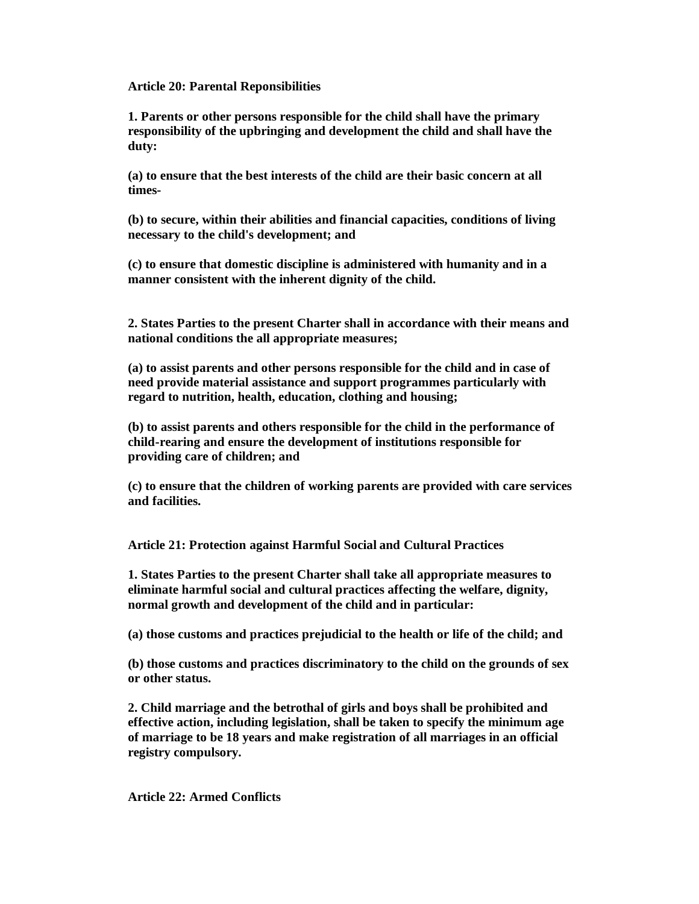**Article 20: Parental Reponsibilities**

**1. Parents or other persons responsible for the child shall have the primary responsibility of the upbringing and development the child and shall have the duty:**

**(a) to ensure that the best interests of the child are their basic concern at all times-**

**(b) to secure, within their abilities and financial capacities, conditions of living necessary to the child's development; and**

**(c) to ensure that domestic discipline is administered with humanity and in a manner consistent with the inherent dignity of the child.**

**2. States Parties to the present Charter shall in accordance with their means and national conditions the all appropriate measures;**

**(a) to assist parents and other persons responsible for the child and in case of need provide material assistance and support programmes particularly with regard to nutrition, health, education, clothing and housing;**

**(b) to assist parents and others responsible for the child in the performance of child-rearing and ensure the development of institutions responsible for providing care of children; and**

**(c) to ensure that the children of working parents are provided with care services and facilities.**

**Article 21: Protection against Harmful Social and Cultural Practices**

**1. States Parties to the present Charter shall take all appropriate measures to eliminate harmful social and cultural practices affecting the welfare, dignity, normal growth and development of the child and in particular:**

**(a) those customs and practices prejudicial to the health or life of the child; and**

**(b) those customs and practices discriminatory to the child on the grounds of sex or other status.**

**2. Child marriage and the betrothal of girls and boys shall be prohibited and effective action, including legislation, shall be taken to specify the minimum age of marriage to be 18 years and make registration of all marriages in an official registry compulsory.**

**Article 22: Armed Conflicts**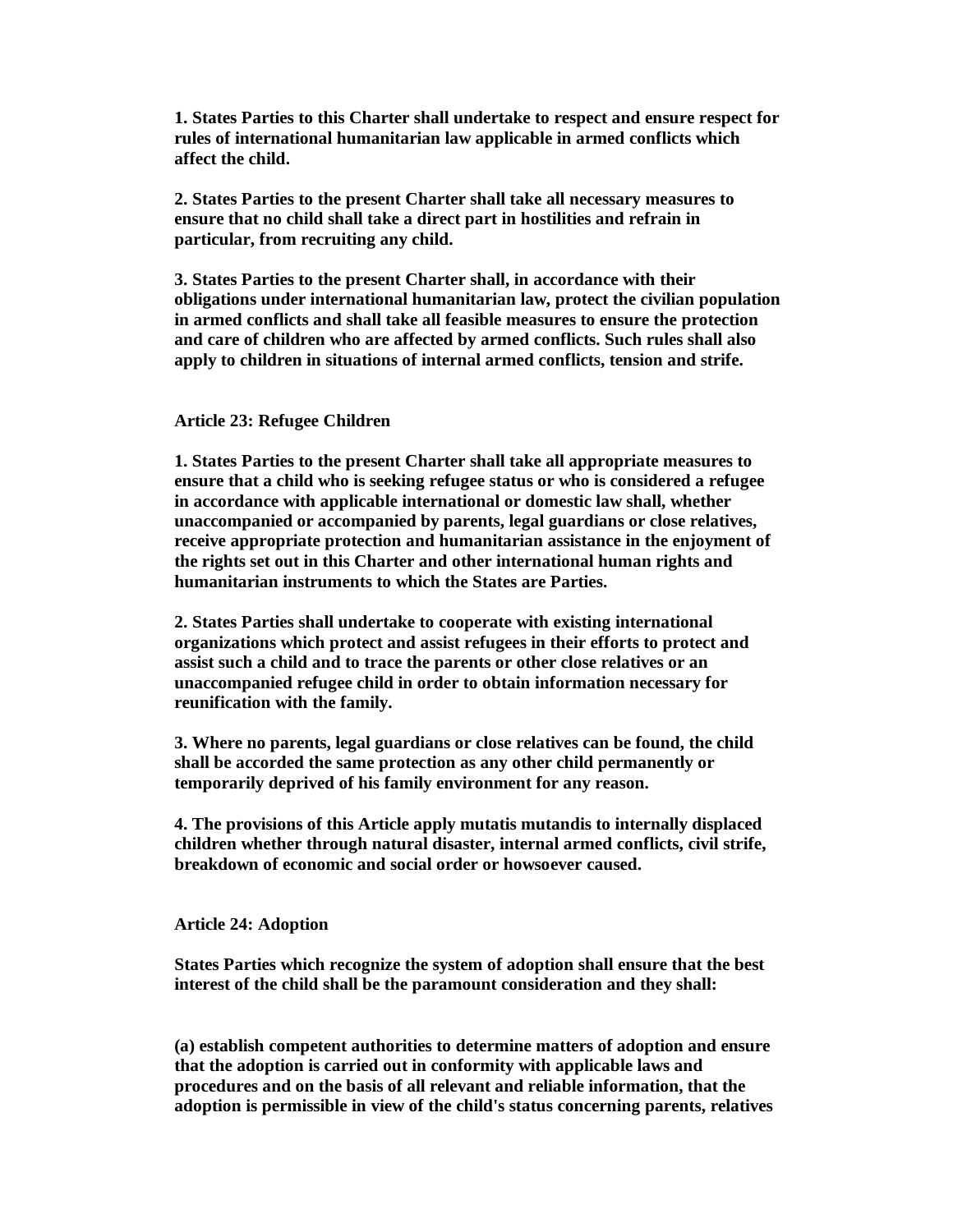**1. States Parties to this Charter shall undertake to respect and ensure respect for rules of international humanitarian law applicable in armed conflicts which affect the child.**

**2. States Parties to the present Charter shall take all necessary measures to ensure that no child shall take a direct part in hostilities and refrain in particular, from recruiting any child.**

**3. States Parties to the present Charter shall, in accordance with their obligations under international humanitarian law, protect the civilian population in armed conflicts and shall take all feasible measures to ensure the protection and care of children who are affected by armed conflicts. Such rules shall also apply to children in situations of internal armed conflicts, tension and strife.**

### Article 23: Refugee Children

**1. States Parties to the present Charter shall take all appropriate measures to ensure that a child who is seeking refugee status or who is considered a refugee in accordance with applicable international or domestic law shall, whether unaccompanied or accompanied by parents, legal guardians or close relatives, receive appropriate protection and humanitarian assistance in the enjoyment of the rights set out in this Charter and other international human rights and humanitarian instruments to which the States are Parties.**

**2. States Parties shall undertake to cooperate with existing international organizations which protect and assist refugees in their efforts to protect and assist such a child and to trace the parents or other close relatives or an unaccompanied refugee child in order to obtain information necessary for reunification with the family.**

**3. Where no parents, legal guardians or close relatives can be found, the child shall be accorded the same protection as any other child permanently or temporarily deprived of his family environment for any reason.**

**4. The provisions of this Article apply mutatis mutandis to internally displaced children whether through natural disaster, internal armed conflicts, civil strife, breakdown of economic and social order or howsoever caused.**

### Article 24: Adoption

**States Parties which recognize the system of adoption shall ensure that the best interest of the child shall be the paramount consideration and they shall:**

**(a) establish competent authorities to determine matters of adoption and ensure that the adoption is carried out in conformity with applicable laws and procedures and on the basis of all relevant and reliable information, that the adoption is permissible in view of the child's status concerning parents, relatives**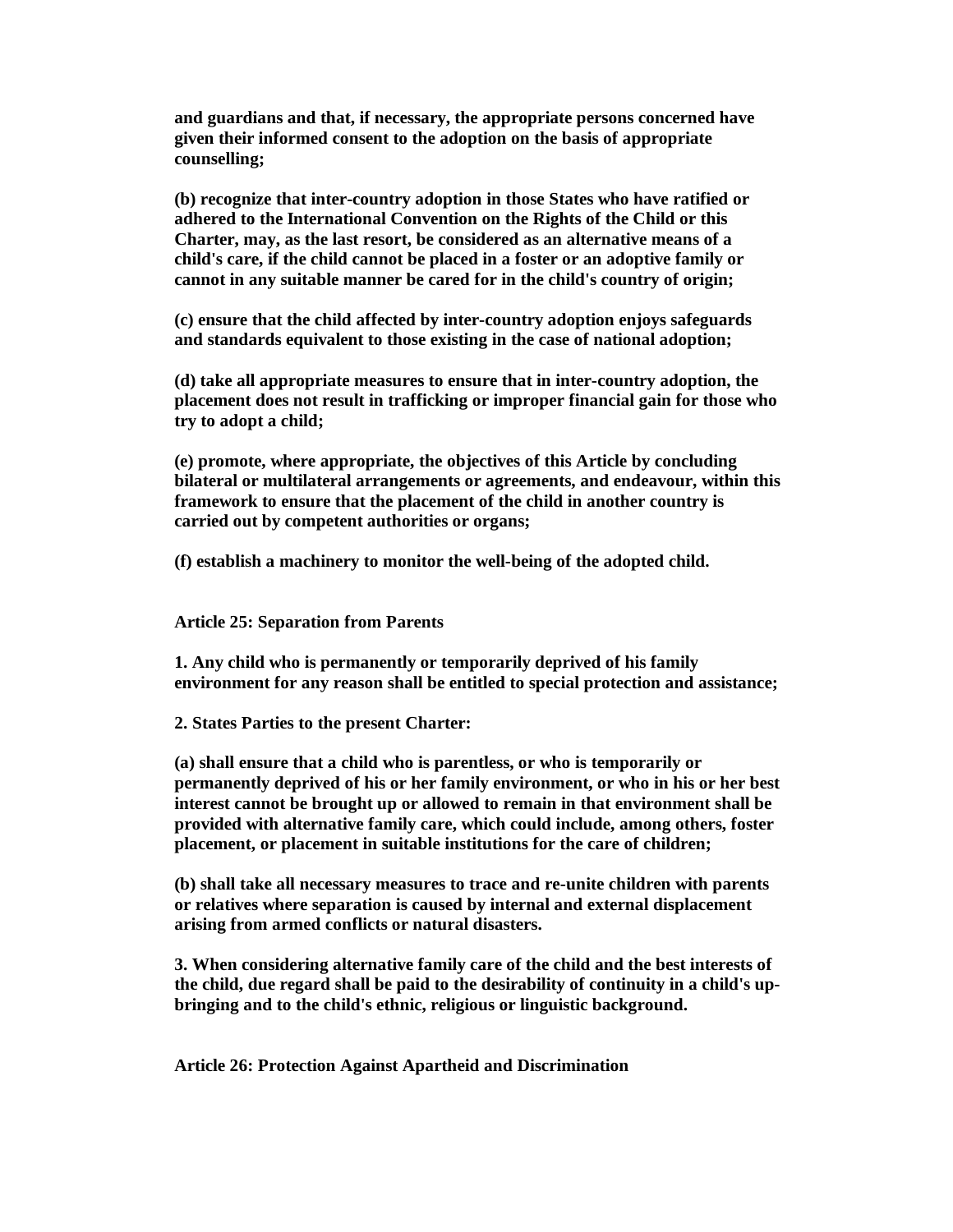**and guardians and that, if necessary, the appropriate persons concerned have given their informed consent to the adoption on the basis of appropriate counselling;**

**(b) recognize that inter-country adoption in those States who have ratified or adhered to the International Convention on the Rights of the Child or this Charter, may, as the last resort, be considered as an alternative means of a child's care, if the child cannot be placed in a foster or an adoptive family or cannot in any suitable manner be cared for in the child's country of origin;**

**(c) ensure that the child affected by inter-country adoption enjoys safeguards and standards equivalent to those existing in the case of national adoption;**

**(d) take all appropriate measures to ensure that in inter-country adoption, the placement does not result in trafficking or improper financial gain for those who try to adopt a child;**

**(e) promote, where appropriate, the objectives of this Article by concluding bilateral or multilateral arrangements or agreements, and endeavour, within this framework to ensure that the placement of the child in another country is carried out by competent authorities or organs;**

**(f) establish a machinery to monitor the well-being of the adopted child.**

**Article 25: Separation from Parents**

**1. Any child who is permanently or temporarily deprived of his family environment for any reason shall be entitled to special protection and assistance;**

**2. States Parties to the present Charter:**

**(a) shall ensure that a child who is parentless, or who is temporarily or permanently deprived of his or her family environment, or who in his or her best interest cannot be brought up or allowed to remain in that environment shall be provided with alternative family care, which could include, among others, foster placement, or placement in suitable institutions for the care of children;**

**(b) shall take all necessary measures to trace and re-unite children with parents or relatives where separation is caused by internal and external displacement arising from armed conflicts or natural disasters.**

**3. When considering alternative family care of the child and the best interests of the child, due regard shall be paid to the desirability of continuity in a child's up-bringing and to the child's ethnic, religious or linguistic background.**

**Article 26: Protection Against Apartheid and Discrimination**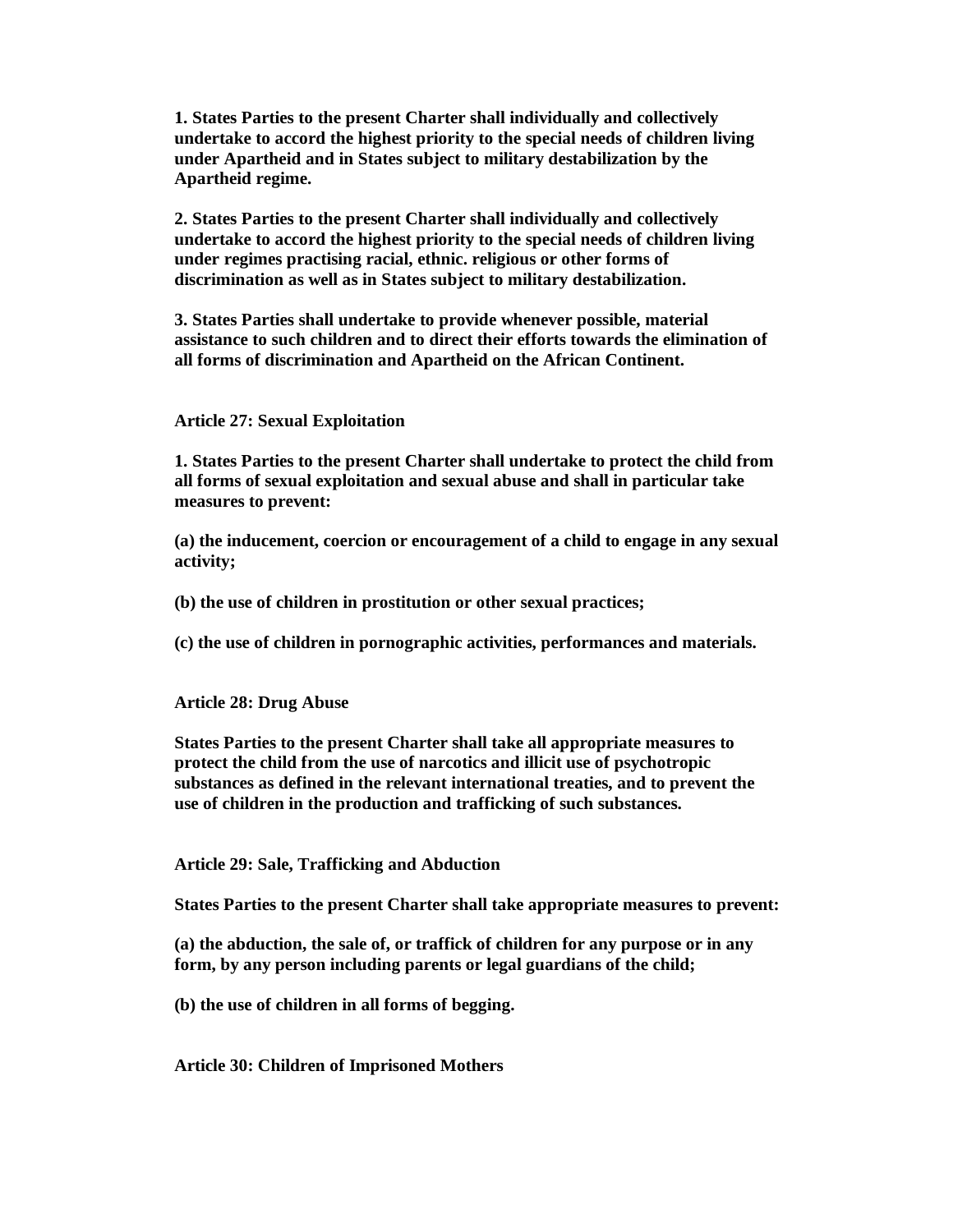**1. States Parties to the present Charter shall individually and collectively undertake to accord the highest priority to the special needs of children living under Apartheid and in States subject to military destabilization by the Apartheid regime.**

**2. States Parties to the present Charter shall individually and collectively undertake to accord the highest priority to the special needs of children living under regimes practising racial, ethnic. religious or other forms of discrimination as well as in States subject to military destabilization.**

**3. States Parties shall undertake to provide whenever possible, material assistance to such children and to direct their efforts towards the elimination of all forms of discrimination and Apartheid on the African Continent.**

## Article 27: Sexual Exploitation

**1. States Parties to the present Charter shall undertake to protect the child from all forms of sexual exploitation and sexual abuse and shall in particular take measures to prevent:**

**(a) the inducement, coercion or encouragement of a child to engage in any sexual activity;**

**(b) the use of children in prostitution or other sexual practices;**

**(c) the use of children in pornographic activities, performances and materials.**

## Article 28: Drug Abuse

**States Parties to the present Charter shall take all appropriate measures to protect the child from the use of narcotics and illicit use of psychotropic substances as defined in the relevant international treaties, and to prevent the use of children in the production and trafficking of such substances.**

## Article 29: Sale, Trafficking and Abduction

**States Parties to the present Charter shall take appropriate measures to prevent:**

**(a) the abduction, the sale of, or traffick of children for any purpose or in any form, by any person including parents or legal guardians of the child;**

**(b) the use of children in all forms of begging.**

## Article 30: Children of Imprisoned Mothers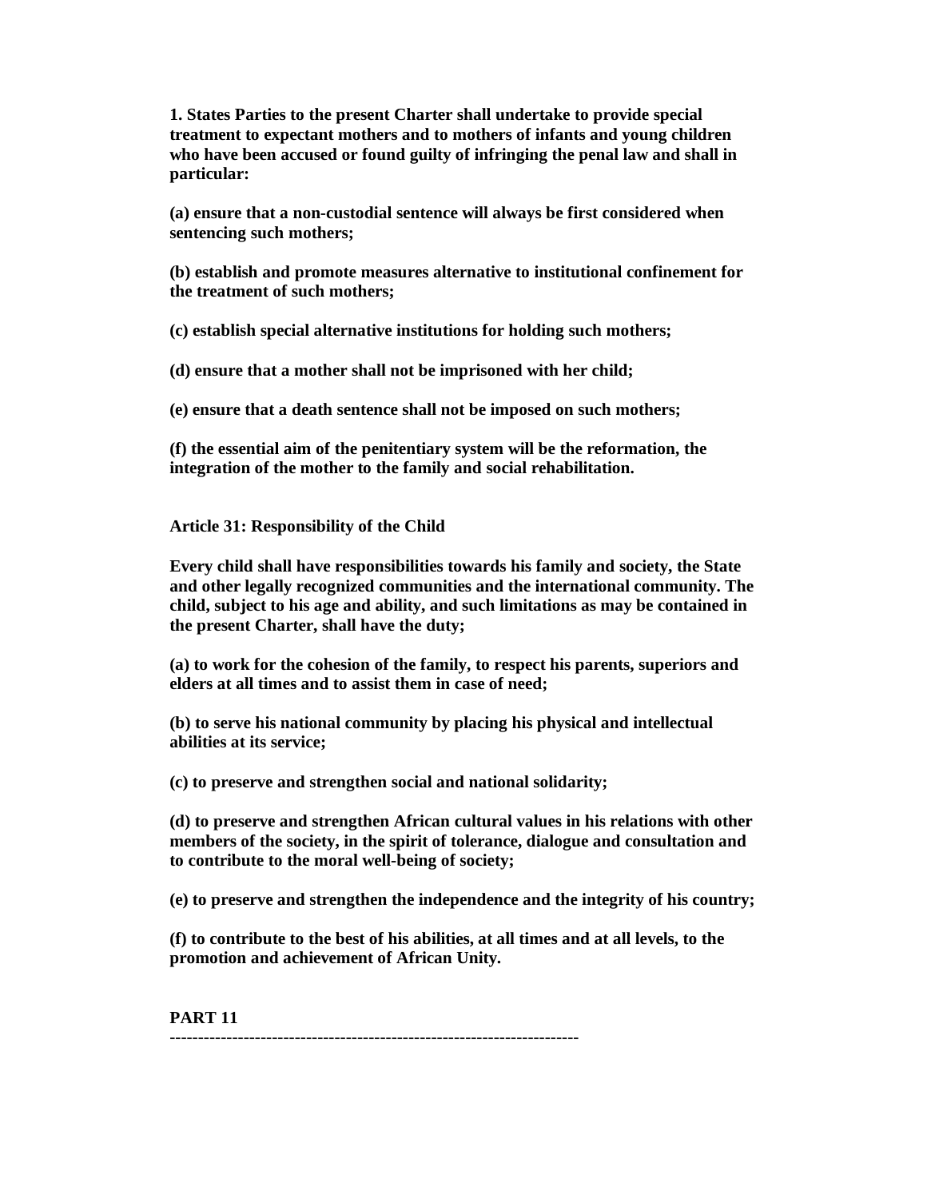**1. States Parties to the present Charter shall undertake to provide special treatment to expectant mothers and to mothers of infants and young children who have been accused or found guilty of infringing the penal law and shall in particular:**

**(a) ensure that a non-custodial sentence will always be first considered when sentencing such mothers;**

**(b) establish and promote measures alternative to institutional confinement for the treatment of such mothers;**

**(c) establish special alternative institutions for holding such mothers;**

**(d) ensure that a mother shall not be imprisoned with her child;**

**(e) ensure that a death sentence shall not be imposed on such mothers;**

**(f) the essential aim of the penitentiary system will be the reformation, the integration of the mother to the family and social rehabilitation.**

## Article 31: Responsibility of the Child

**Every child shall have responsibilities towards his family and society, the State and other legally recognized communities and the international community. The child, subject to his age and ability, and such limitations as may be contained in the present Charter, shall have the duty;**

**(a) to work for the cohesion of the family, to respect his parents, superiors and elders at all times and to assist them in case of need;**

**(b) to serve his national community by placing his physical and intellectual abilities at its service;**

**(c) to preserve and strengthen social and national solidarity;**

**(d) to preserve and strengthen African cultural values in his relations with other members of the society, in the spirit of tolerance, dialogue and consultation and to contribute to the moral well-being of society;**

**(e) to preserve and strengthen the independence and the integrity of his country;**

**(f) to contribute to the best of his abilities, at all times and at all levels, to the promotion and achievement of African Unity.**

## PART 11

------------------------------------------------------------------------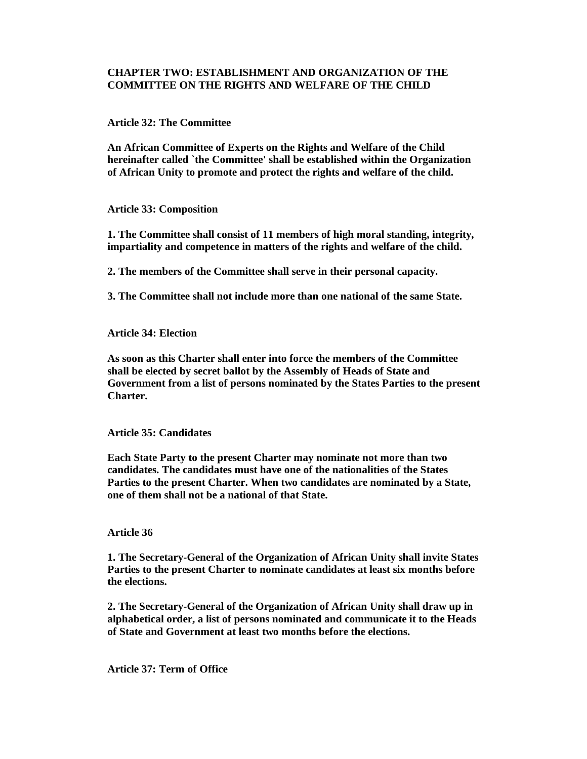## CHAPTER TWO: ESTABLISHMENT AND ORGANIZATION OF THE COMMITTEE ON THE RIGHTS AND WELFARE OF THE CHILD

### Article 32: The Committee

**An African Committee of Experts on the Rights and Welfare of the Child hereinafter called `the Committee' shall be established within the Organization of African Unity to promote and protect the rights and welfare of the child.**

### Article 33: Composition

**1. The Committee shall consist of 11 members of high moral standing, integrity, impartiality and competence in matters of the rights and welfare of the child.**

**2. The members of the Committee shall serve in their personal capacity.**

**3. The Committee shall not include more than one national of the same State.**

### Article 34: Election

**As soon as this Charter shall enter into force the members of the Committee shall be elected by secret ballot by the Assembly of Heads of State and Government from a list of persons nominated by the States Parties to the present Charter.**

### Article 35: Candidates

**Each State Party to the present Charter may nominate not more than two candidates. The candidates must have one of the nationalities of the States Parties to the present Charter. When two candidates are nominated by a State, one of them shall not be a national of that State.**

### Article 36

**1. The Secretary-General of the Organization of African Unity shall invite States Parties to the present Charter to nominate candidates at least six months before the elections.**

**2. The Secretary-General of the Organization of African Unity shall draw up in alphabetical order, a list of persons nominated and communicate it to the Heads of State and Government at least two months before the elections.**

### Article 37: Term of Office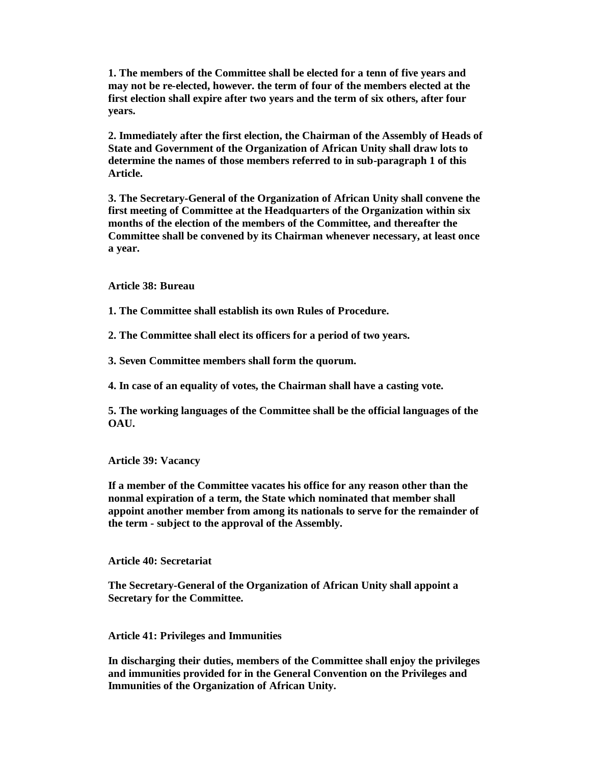**1. The members of the Committee shall be elected for a tenn of five years and may not be re-elected, however. the term of four of the members elected at the first election shall expire after two years and the term of six others, after four years.**

**2. Immediately after the first election, the Chairman of the Assembly of Heads of State and Government of the Organization of African Unity shall draw lots to determine the names of those members referred to in sub-paragraph 1 of this Article.**

**3. The Secretary-General of the Organization of African Unity shall convene the first meeting of Committee at the Headquarters of the Organization within six months of the election of the members of the Committee, and thereafter the Committee shall be convened by its Chairman whenever necessary, at least once a year.**

**Article 38: Bureau**

**1. The Committee shall establish its own Rules of Procedure.**

**2. The Committee shall elect its officers for a period of two years.**

**3. Seven Committee members shall form the quorum.**

**4. In case of an equality of votes, the Chairman shall have a casting vote.**

**5. The working languages of the Committee shall be the official languages of the OAU.**

**Article 39: Vacancy**

**If a member of the Committee vacates his office for any reason other than the nonmal expiration of a term, the State which nominated that member shall appoint another member from among its nationals to serve for the remainder of the term - subject to the approval of the Assembly.**

**Article 40: Secretariat**

**The Secretary-General of the Organization of African Unity shall appoint a Secretary for the Committee.**

**Article 41: Privileges and Immunities**

**In discharging their duties, members of the Committee shall enjoy the privileges and immunities provided for in the General Convention on the Privileges and Immunities of the Organization of African Unity.**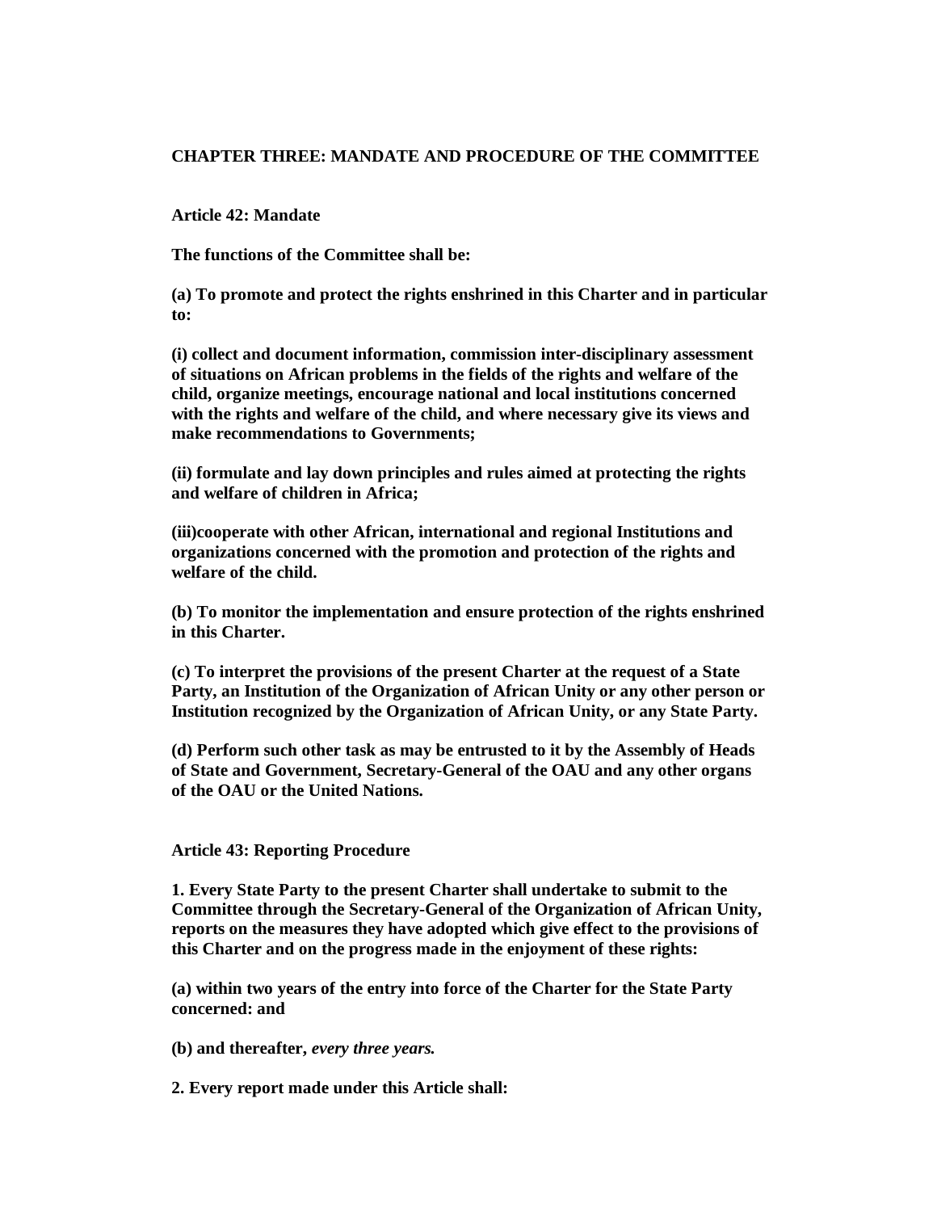## CHAPTER THREE: MANDATE AND PROCEDURE OF THE COMMITTEE

### Article 42: Mandate

**The functions of the Committee shall be:**

**(a) To promote and protect the rights enshrined in this Charter and in particular to:**

**(i) collect and document information, commission inter-disciplinary assessment of situations on African problems in the fields of the rights and welfare of the child, organize meetings, encourage national and local institutions concerned with the rights and welfare of the child, and where necessary give its views and make recommendations to Governments;**

**(ii) formulate and lay down principles and rules aimed at protecting the rights and welfare of children in Africa;**

**(iii)cooperate with other African, international and regional Institutions and organizations concerned with the promotion and protection of the rights and welfare of the child.**

**(b) To monitor the implementation and ensure protection of the rights enshrined in this Charter.**

**(c) To interpret the provisions of the present Charter at the request of a State Party, an Institution of the Organization of African Unity or any other person or Institution recognized by the Organization of African Unity, or any State Party.**

**(d) Perform such other task as may be entrusted to it by the Assembly of Heads of State and Government, Secretary-General of the OAU and any other organs of the OAU or the United Nations.**

### Article 43: Reporting Procedure

**1. Every State Party to the present Charter shall undertake to submit to the Committee through the Secretary-General of the Organization of African Unity, reports on the measures they have adopted which give effect to the provisions of this Charter and on the progress made in the enjoyment of these rights:**

**(a) within two years of the entry into force of the Charter for the State Party concerned: and**

**(b) and thereafter, *every three years.***

**2. Every report made under this Article shall:**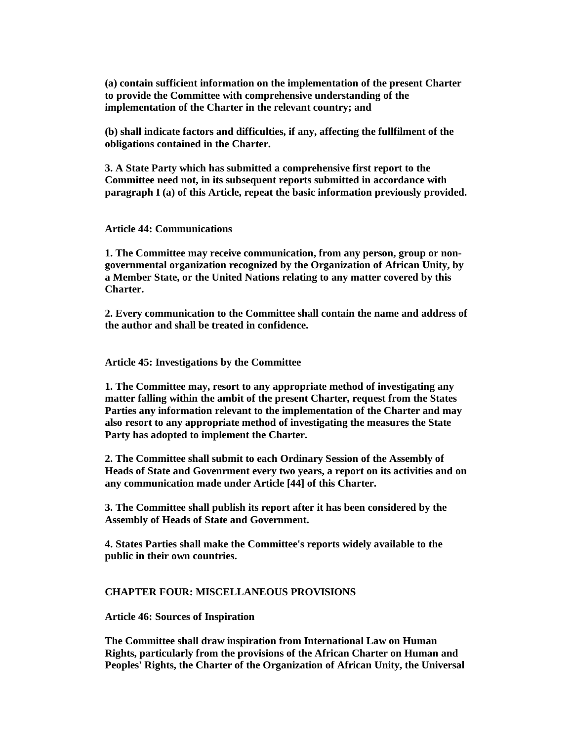**(a) contain sufficient information on the implementation of the present Charter to provide the Committee with comprehensive understanding of the implementation of the Charter in the relevant country; and**

**(b) shall indicate factors and difficulties, if any, affecting the fullfilment of the obligations contained in the Charter.**

**3. A State Party which has submitted a comprehensive first report to the Committee need not, in its subsequent reports submitted in accordance with paragraph I (a) of this Article, repeat the basic information previously provided.**

**Article 44: Communications**

**1. The Committee may receive communication, from any person, group or non-governmental organization recognized by the Organization of African Unity, by a Member State, or the United Nations relating to any matter covered by this Charter.**

**2. Every communication to the Committee shall contain the name and address of the author and shall be treated in confidence.**

**Article 45: Investigations by the Committee**

**1. The Committee may, resort to any appropriate method of investigating any matter falling within the ambit of the present Charter, request from the States Parties any information relevant to the implementation of the Charter and may also resort to any appropriate method of investigating the measures the State Party has adopted to implement the Charter.**

**2. The Committee shall submit to each Ordinary Session of the Assembly of Heads of State and Govenrment every two years, a report on its activities and on any communication made under Article [44] of this Charter.**

**3. The Committee shall publish its report after it has been considered by the Assembly of Heads of State and Government.**

**4. States Parties shall make the Committee's reports widely available to the public in their own countries.**

**CHAPTER FOUR: MISCELLANEOUS PROVISIONS**

**Article 46: Sources of Inspiration**

**The Committee shall draw inspiration from International Law on Human Rights, particularly from the provisions of the African Charter on Human and Peoples' Rights, the Charter of the Organization of African Unity, the Universal**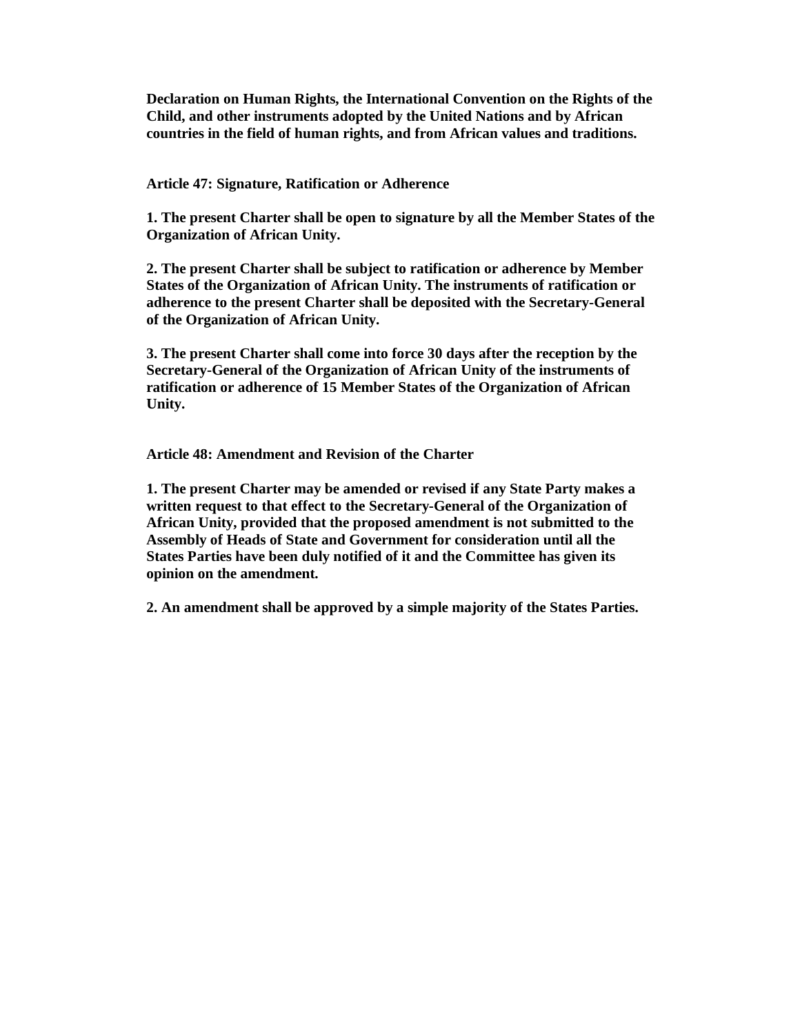**Declaration on Human Rights, the International Convention on the Rights of the Child, and other instruments adopted by the United Nations and by African countries in the field of human rights, and from African values and traditions.**

**Article 47: Signature, Ratification or Adherence**

**1. The present Charter shall be open to signature by all the Member States of the Organization of African Unity.**

**2. The present Charter shall be subject to ratification or adherence by Member States of the Organization of African Unity. The instruments of ratification or adherence to the present Charter shall be deposited with the Secretary-General of the Organization of African Unity.**

**3. The present Charter shall come into force 30 days after the reception by the Secretary-General of the Organization of African Unity of the instruments of ratification or adherence of 15 Member States of the Organization of African Unity.**

**Article 48: Amendment and Revision of the Charter**

**1. The present Charter may be amended or revised if any State Party makes a written request to that effect to the Secretary-General of the Organization of African Unity, provided that the proposed amendment is not submitted to the Assembly of Heads of State and Government for consideration until all the States Parties have been duly notified of it and the Committee has given its opinion on the amendment.**

**2. An amendment shall be approved by a simple majority of the States Parties.**